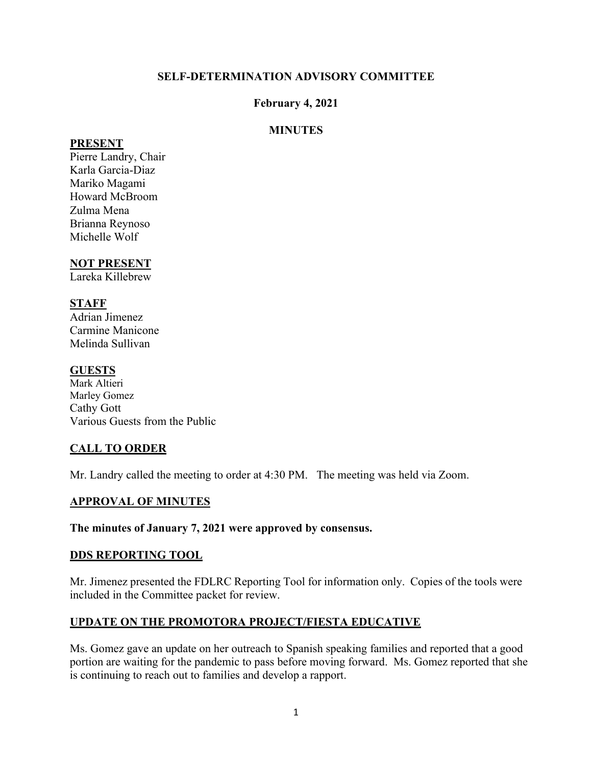# SELF-DETERMINATION ADVISORY COMMITTEE

## February 4, 2021

## MINUTES

**PRESENT**

Pierre Landry, Chair
Karla Garcia-Diaz
Mariko Magami
Howard McBroom
Zulma Mena
Brianna Reynoso
Michelle Wolf

**NOT PRESENT**

Lareka Killebrew

**STAFF**

Adrian Jimenez
Carmine Manicone
Melinda Sullivan

**GUESTS**

Mark Altieri
Marley Gomez
Cathy Gott
Various Guests from the Public

**CALL TO ORDER**

Mr. Landry called the meeting to order at 4:30 PM. The meeting was held via Zoom.

**APPROVAL OF MINUTES**

**The minutes of January 7, 2021 were approved by consensus.**

**DDS REPORTING TOOL**

Mr. Jimenez presented the FDLRC Reporting Tool for information only. Copies of the tools were included in the Committee packet for review.

**UPDATE ON THE PROMOTORA PROJECT/FIESTA EDUCATIVE**

Ms. Gomez gave an update on her outreach to Spanish speaking families and reported that a good portion are waiting for the pandemic to pass before moving forward. Ms. Gomez reported that she is continuing to reach out to families and develop a rapport.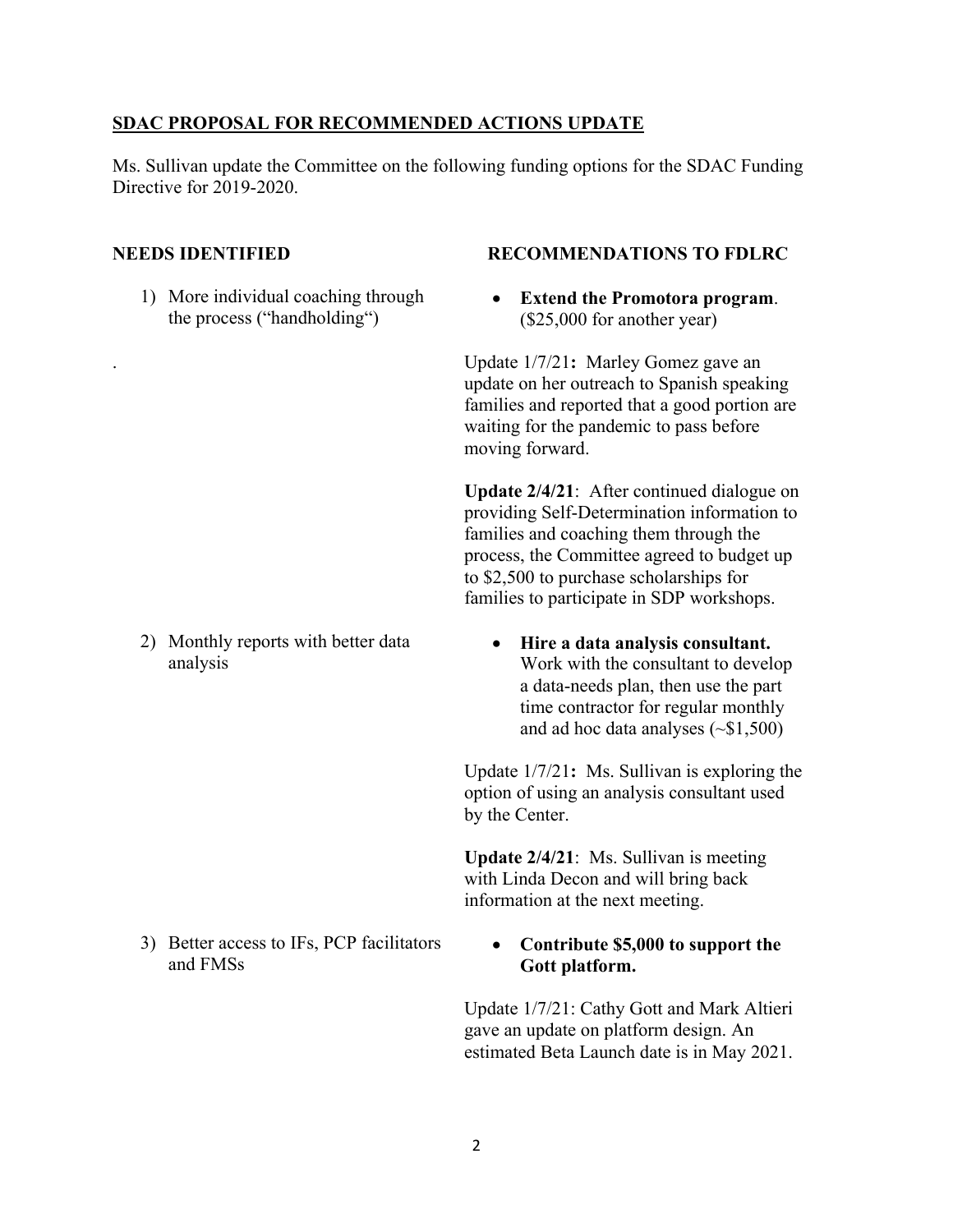**<u>SDAC PROPOSAL FOR RECOMMENDED ACTIONS UPDATE</u>**

Ms. Sullivan update the Committee on the following funding options for the SDAC Funding Directive for 2019-2020.

| NEEDS IDENTIFIED | RECOMMENDATIONS TO FDLRC |
| --- | --- |
| 1) More individual coaching through the process ("handholding") | • **Extend the Promotora program**. ($25,000 for another year)<br><br>Update 1/7/21**:** Marley Gomez gave an update on her outreach to Spanish speaking families and reported that a good portion are waiting for the pandemic to pass before moving forward.<br><br>**Update 2/4/21**: After continued dialogue on providing Self-Determination information to families and coaching them through the process, the Committee agreed to budget up to $2,500 to purchase scholarships for families to participate in SDP workshops. |
| 2) Monthly reports with better data analysis | • **Hire a data analysis consultant.** Work with the consultant to develop a data-needs plan, then use the part time contractor for regular monthly and ad hoc data analyses (~$1,500)<br><br>Update 1/7/21**:** Ms. Sullivan is exploring the option of using an analysis consultant used by the Center.<br><br>**Update 2/4/21**: Ms. Sullivan is meeting with Linda Decon and will bring back information at the next meeting. |
| 3) Better access to IFs, PCP facilitators and FMSs | • **Contribute $5,000 to support the Gott platform.**<br><br>Update 1/7/21: Cathy Gott and Mark Altieri gave an update on platform design. An estimated Beta Launch date is in May 2021. |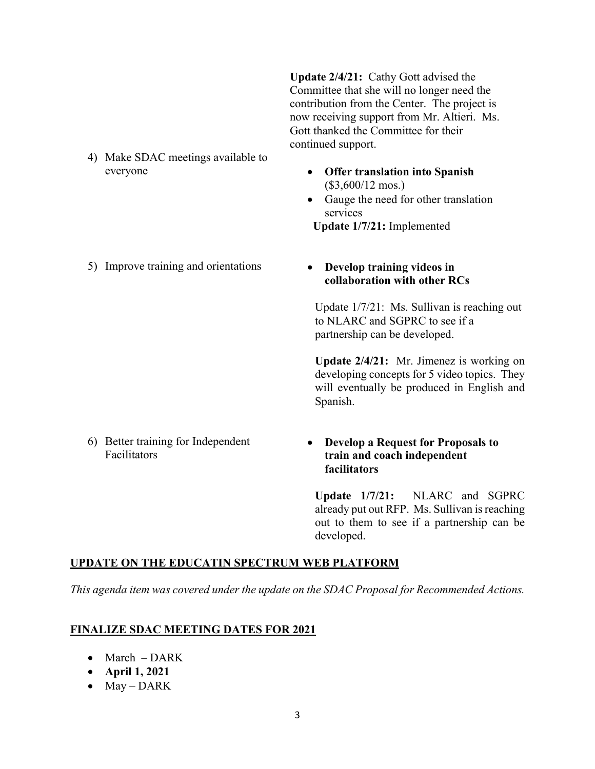**Update 2/4/21:** Cathy Gott advised the Committee that she will no longer need the contribution from the Center. The project is now receiving support from Mr. Altieri. Ms. Gott thanked the Committee for their continued support.

4) Make SDAC meetings available to everyone

- **Offer translation into Spanish** ($3,600/12 mos.)
- Gauge the need for other translation services

**Update 1/7/21:** Implemented

5) Improve training and orientations

- **Develop training videos in collaboration with other RCs**

Update 1/7/21: Ms. Sullivan is reaching out to NLARC and SGPRC to see if a partnership can be developed.

**Update 2/4/21:** Mr. Jimenez is working on developing concepts for 5 video topics. They will eventually be produced in English and Spanish.

6) Better training for Independent Facilitators

- **Develop a Request for Proposals to train and coach independent facilitators**

**Update 1/7/21:** NLARC and SGPRC already put out RFP. Ms. Sullivan is reaching out to them to see if a partnership can be developed.

**UPDATE ON THE EDUCATIN SPECTRUM WEB PLATFORM**

*This agenda item was covered under the update on the SDAC Proposal for Recommended Actions.*

**FINALIZE SDAC MEETING DATES FOR 2021**

- March – DARK
- **April 1, 2021**
- May – DARK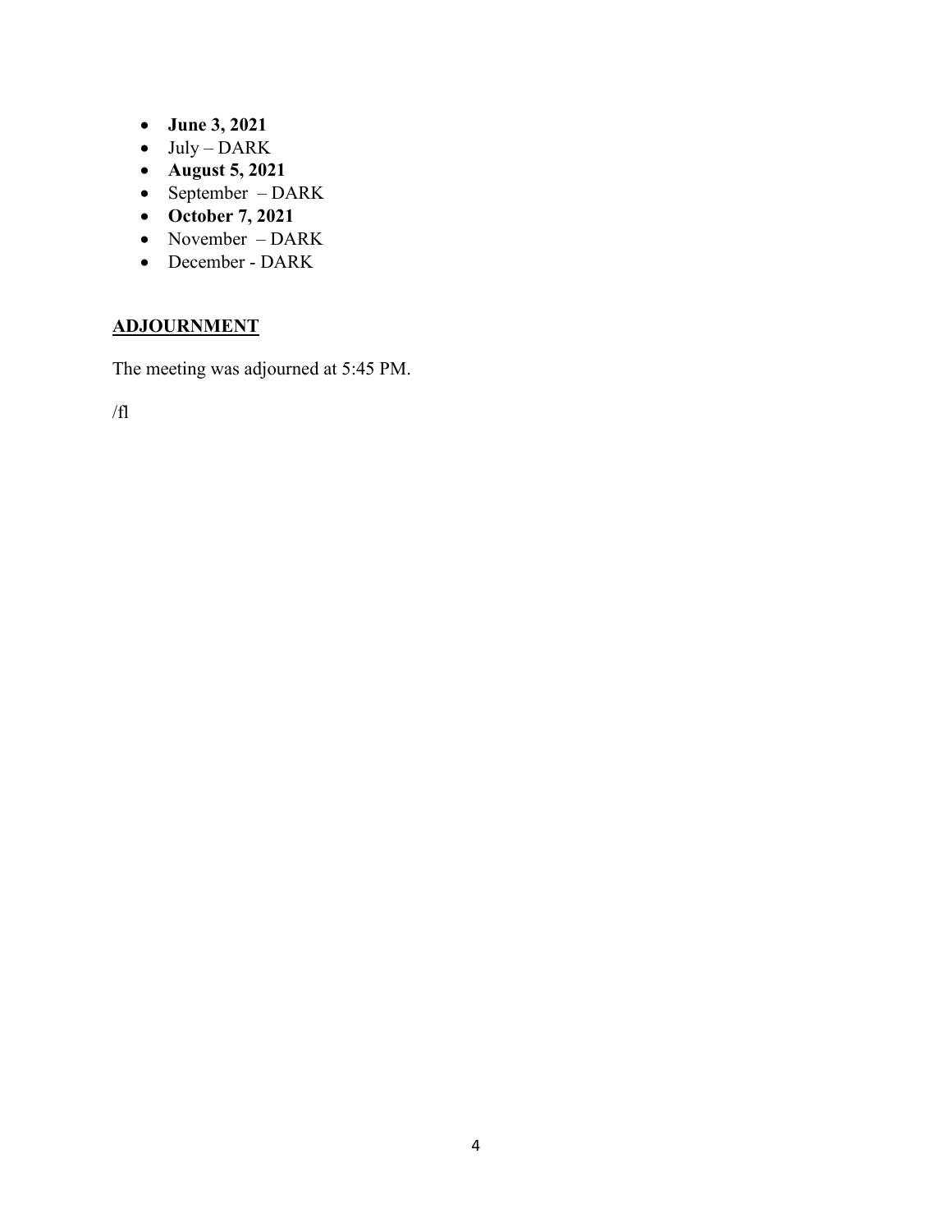- **June 3, 2021**
- July – DARK
- **August 5, 2021**
- September – DARK
- **October 7, 2021**
- November – DARK
- December - DARK

**ADJOURNMENT**

The meeting was adjourned at 5:45 PM.

/fl